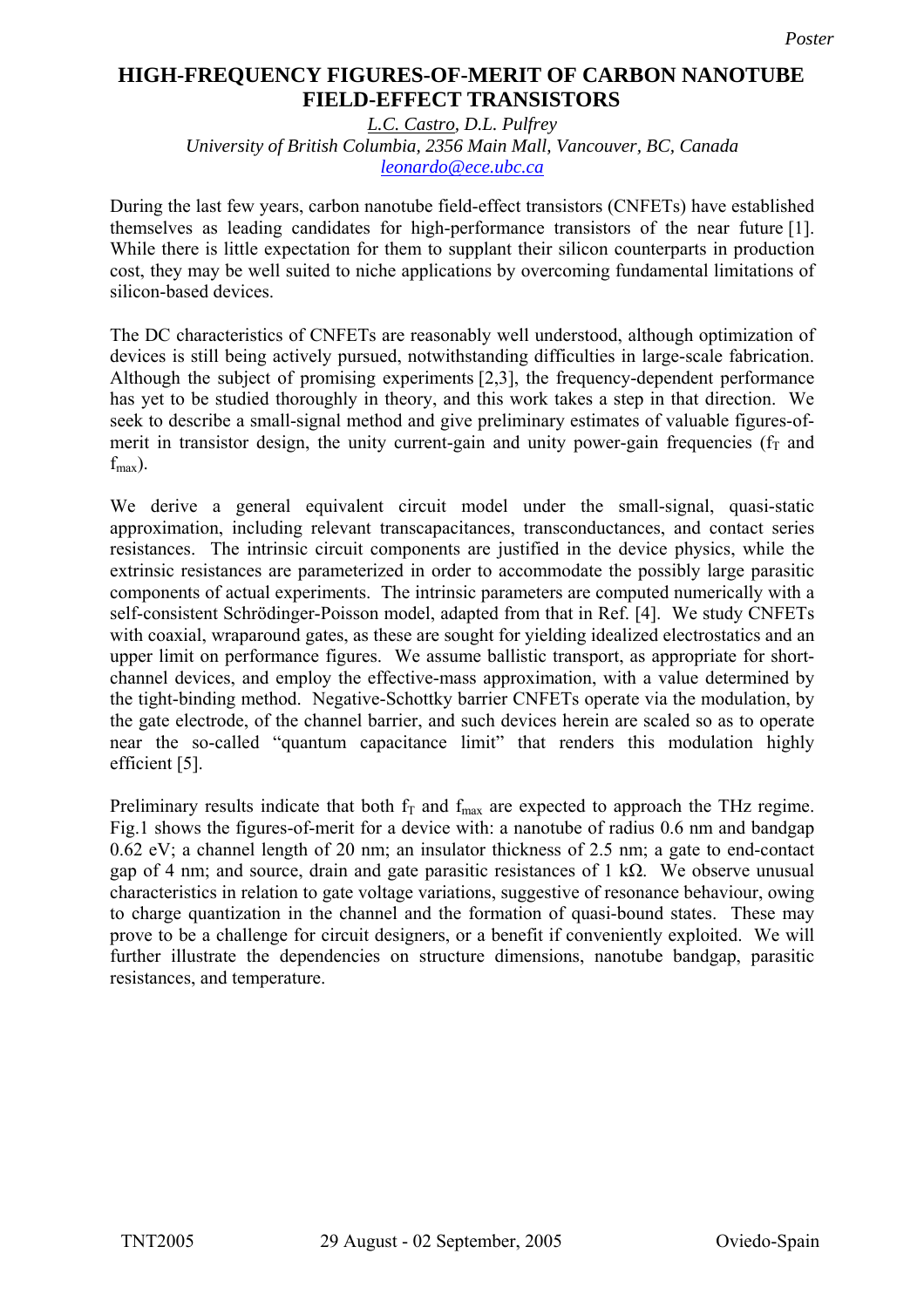Poster

# HIGH-FREQUENCY FIGURES-OF-MERIT OF CARBON NANOTUBE FIELD-EFFECT TRANSISTORS

*L.C. Castro, D.L. Pulfrey*
*University of British Columbia, 2356 Main Mall, Vancouver, BC, Canada*
*leonardo@ece.ubc.ca*

During the last few years, carbon nanotube field-effect transistors (CNFETs) have established themselves as leading candidates for high-performance transistors of the near future [1]. While there is little expectation for them to supplant their silicon counterparts in production cost, they may be well suited to niche applications by overcoming fundamental limitations of silicon-based devices.

The DC characteristics of CNFETs are reasonably well understood, although optimization of devices is still being actively pursued, notwithstanding difficulties in large-scale fabrication. Although the subject of promising experiments [2,3], the frequency-dependent performance has yet to be studied thoroughly in theory, and this work takes a step in that direction. We seek to describe a small-signal method and give preliminary estimates of valuable figures-of-merit in transistor design, the unity current-gain and unity power-gain frequencies ($f_T$ and $f_{max}$).

We derive a general equivalent circuit model under the small-signal, quasi-static approximation, including relevant transcapacitances, transconductances, and contact series resistances. The intrinsic circuit components are justified in the device physics, while the extrinsic resistances are parameterized in order to accommodate the possibly large parasitic components of actual experiments. The intrinsic parameters are computed numerically with a self-consistent Schrödinger-Poisson model, adapted from that in Ref. [4]. We study CNFETs with coaxial, wraparound gates, as these are sought for yielding idealized electrostatics and an upper limit on performance figures. We assume ballistic transport, as appropriate for short-channel devices, and employ the effective-mass approximation, with a value determined by the tight-binding method. Negative-Schottky barrier CNFETs operate via the modulation, by the gate electrode, of the channel barrier, and such devices herein are scaled so as to operate near the so-called "quantum capacitance limit" that renders this modulation highly efficient [5].

Preliminary results indicate that both $f_T$ and $f_{max}$ are expected to approach the THz regime. Fig.1 shows the figures-of-merit for a device with: a nanotube of radius 0.6 nm and bandgap 0.62 eV; a channel length of 20 nm; an insulator thickness of 2.5 nm; a gate to end-contact gap of 4 nm; and source, drain and gate parasitic resistances of 1 kΩ. We observe unusual characteristics in relation to gate voltage variations, suggestive of resonance behaviour, owing to charge quantization in the channel and the formation of quasi-bound states. These may prove to be a challenge for circuit designers, or a benefit if conveniently exploited. We will further illustrate the dependencies on structure dimensions, nanotube bandgap, parasitic resistances, and temperature.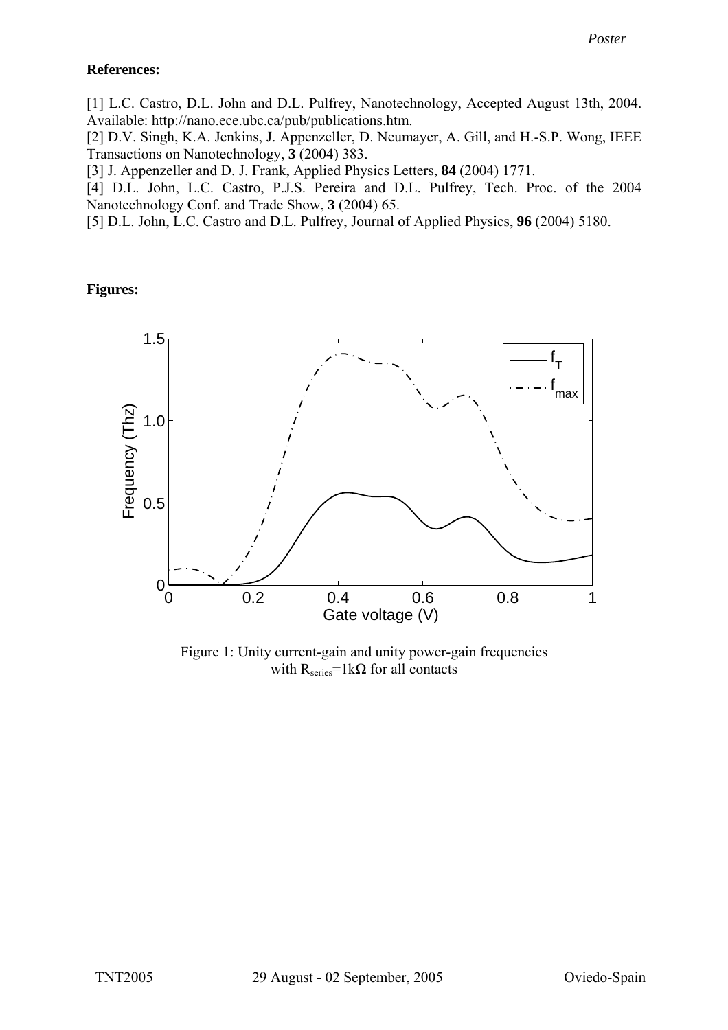**References:**

[1] L.C. Castro, D.L. John and D.L. Pulfrey, Nanotechnology, Accepted August 13th, 2004. Available: http://nano.ece.ubc.ca/pub/publications.htm.
[2] D.V. Singh, K.A. Jenkins, J. Appenzeller, D. Neumayer, A. Gill, and H.-S.P. Wong, IEEE Transactions on Nanotechnology, **3** (2004) 383.
[3] J. Appenzeller and D. J. Frank, Applied Physics Letters, **84** (2004) 1771.
[4] D.L. John, L.C. Castro, P.J.S. Pereira and D.L. Pulfrey, Tech. Proc. of the 2004 Nanotechnology Conf. and Trade Show, **3** (2004) 65.
[5] D.L. John, L.C. Castro and D.L. Pulfrey, Journal of Applied Physics, **96** (2004) 5180.

**Figures:**

1.5
1.0
0.5
0
Frequency (Thz)
0 0.2 0.4 0.6 0.8 1
Gate voltage (V)
$f_T$
$f_{max}$

Figure 1: Unity current-gain and unity power-gain frequencies with $R_{series}$=1kΩ for all contacts